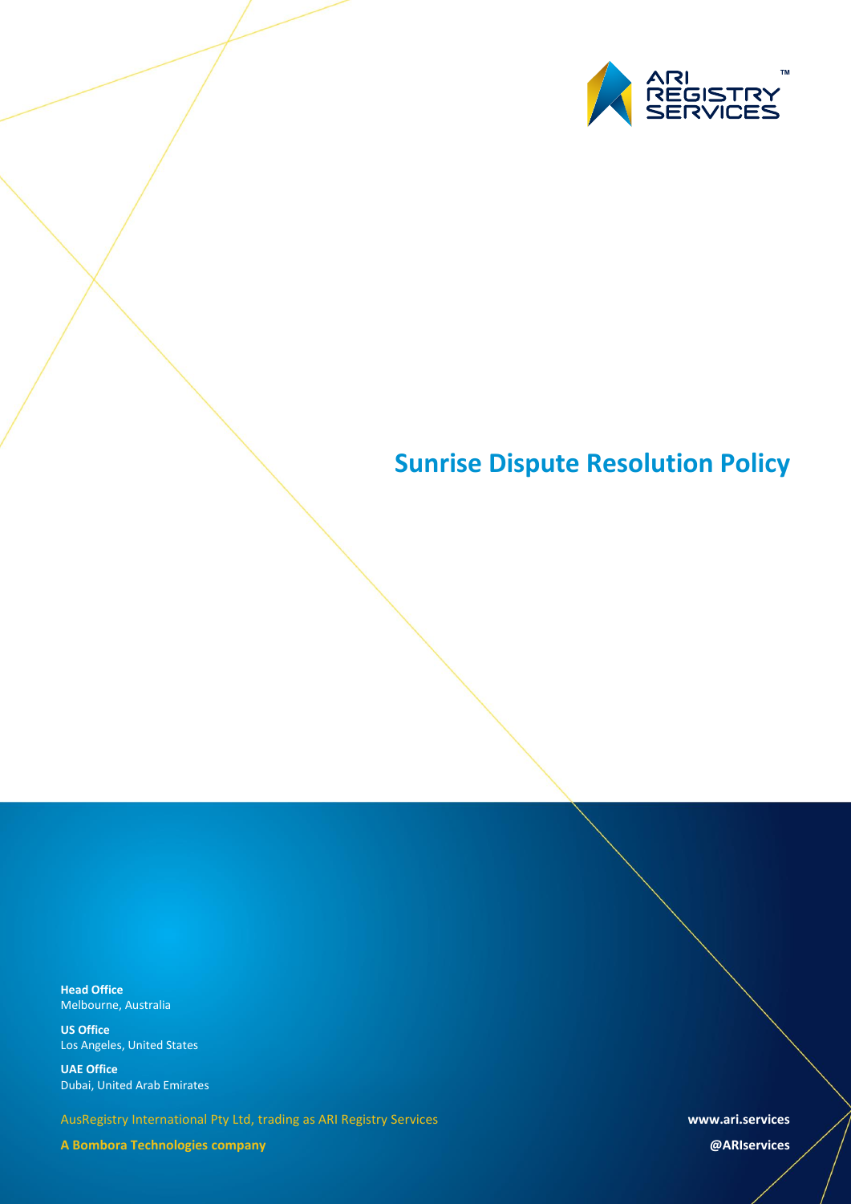ARI REGISTRY SERVICES™

# Sunrise Dispute Resolution Policy

**Head Office**
Melbourne, Australia

**US Office**
Los Angeles, United States

**UAE Office**
Dubai, United Arab Emirates

AusRegistry International Pty Ltd, trading as ARI Registry Services

**A Bombora Technologies company**

**www.ari.services**

**@ARIservices**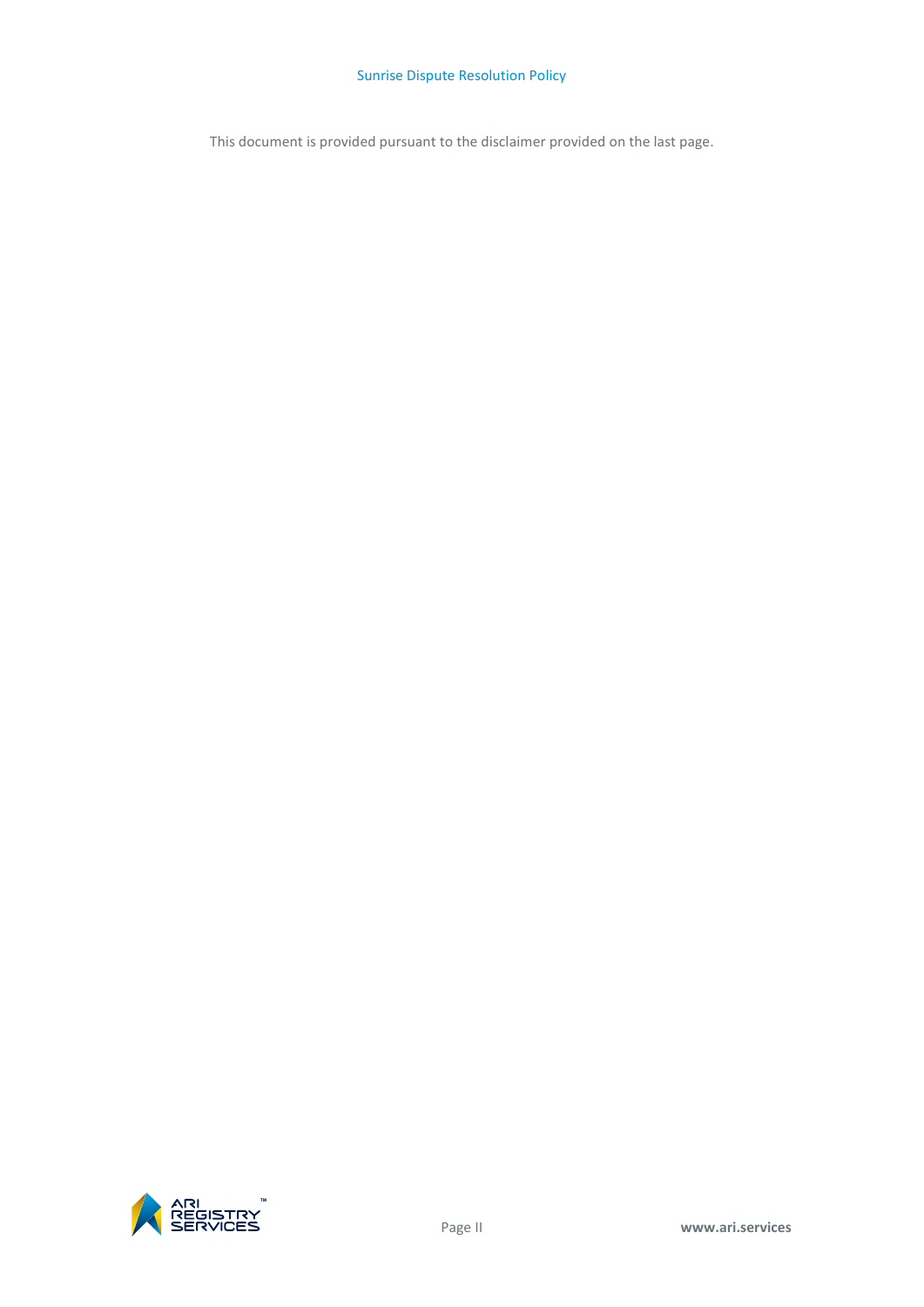This document is provided pursuant to the disclaimer provided on the last page.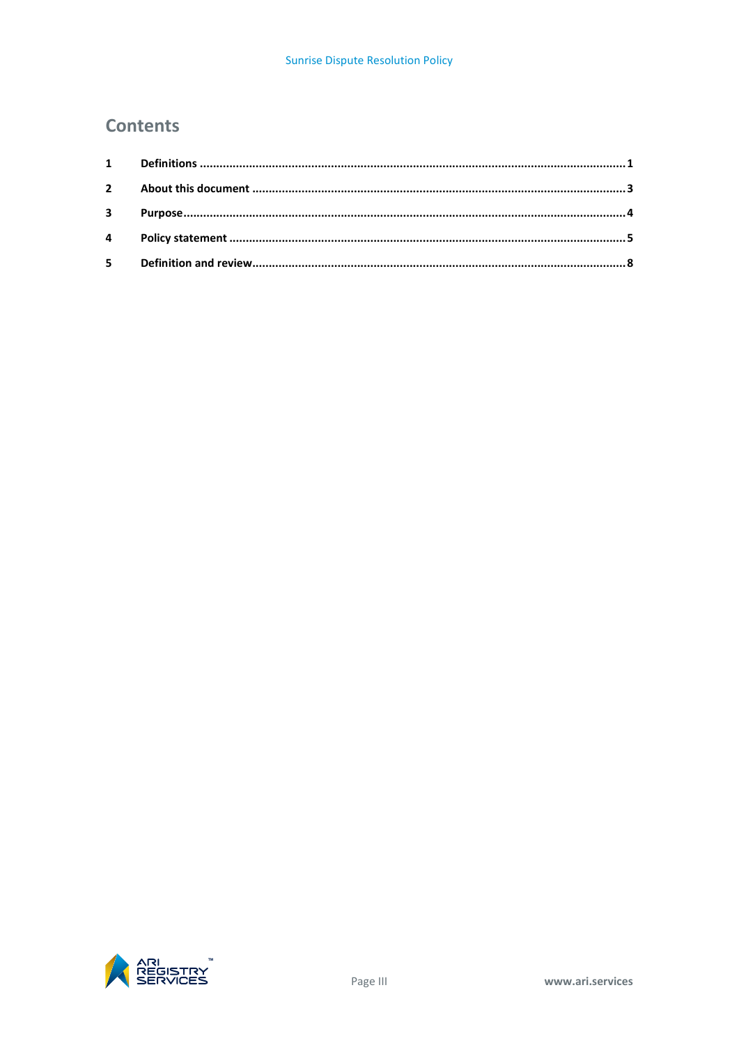## Contents

| | | |
|---|---|---|
| **1** | **Definitions** | **1** |
| **2** | **About this document** | **3** |
| **3** | **Purpose** | **4** |
| **4** | **Policy statement** | **5** |
| **5** | **Definition and review** | **8** |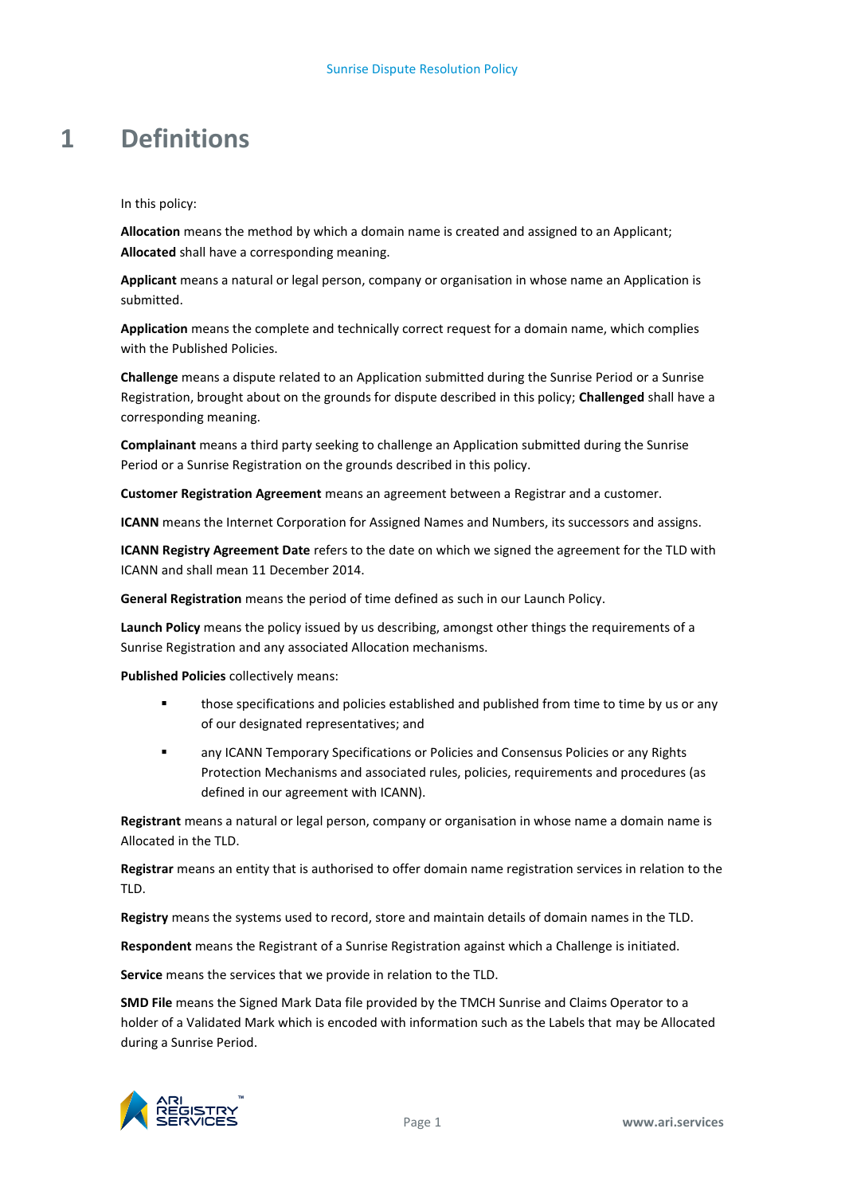# 1 Definitions

In this policy:

**Allocation** means the method by which a domain name is created and assigned to an Applicant; **Allocated** shall have a corresponding meaning.

**Applicant** means a natural or legal person, company or organisation in whose name an Application is submitted.

**Application** means the complete and technically correct request for a domain name, which complies with the Published Policies.

**Challenge** means a dispute related to an Application submitted during the Sunrise Period or a Sunrise Registration, brought about on the grounds for dispute described in this policy; **Challenged** shall have a corresponding meaning.

**Complainant** means a third party seeking to challenge an Application submitted during the Sunrise Period or a Sunrise Registration on the grounds described in this policy.

**Customer Registration Agreement** means an agreement between a Registrar and a customer.

**ICANN** means the Internet Corporation for Assigned Names and Numbers, its successors and assigns.

**ICANN Registry Agreement Date** refers to the date on which we signed the agreement for the TLD with ICANN and shall mean 11 December 2014.

**General Registration** means the period of time defined as such in our Launch Policy.

**Launch Policy** means the policy issued by us describing, amongst other things the requirements of a Sunrise Registration and any associated Allocation mechanisms.

**Published Policies** collectively means:

- those specifications and policies established and published from time to time by us or any of our designated representatives; and
- any ICANN Temporary Specifications or Policies and Consensus Policies or any Rights Protection Mechanisms and associated rules, policies, requirements and procedures (as defined in our agreement with ICANN).

**Registrant** means a natural or legal person, company or organisation in whose name a domain name is Allocated in the TLD.

**Registrar** means an entity that is authorised to offer domain name registration services in relation to the TLD.

**Registry** means the systems used to record, store and maintain details of domain names in the TLD.

**Respondent** means the Registrant of a Sunrise Registration against which a Challenge is initiated.

**Service** means the services that we provide in relation to the TLD.

**SMD File** means the Signed Mark Data file provided by the TMCH Sunrise and Claims Operator to a holder of a Validated Mark which is encoded with information such as the Labels that may be Allocated during a Sunrise Period.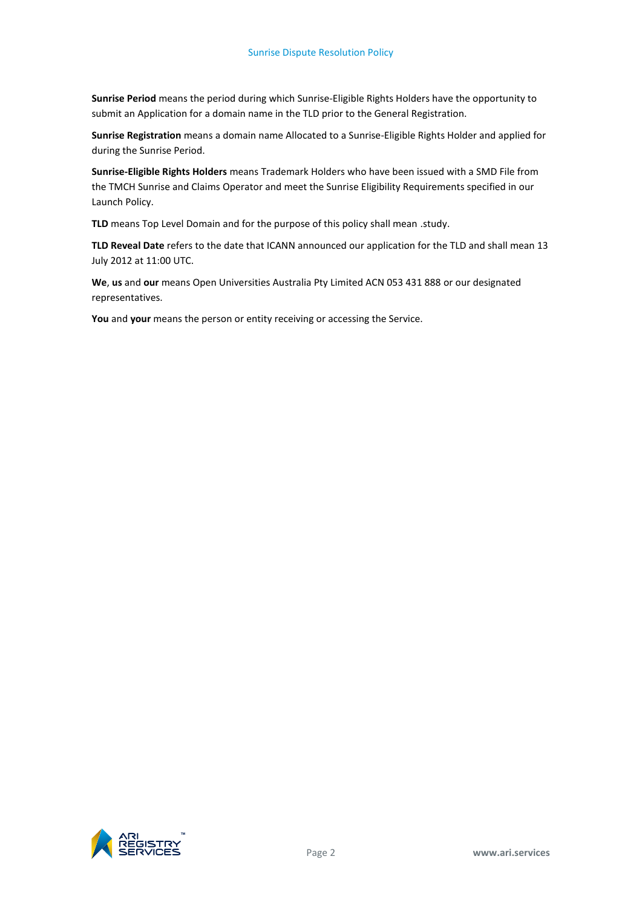**Sunrise Period** means the period during which Sunrise-Eligible Rights Holders have the opportunity to submit an Application for a domain name in the TLD prior to the General Registration.

**Sunrise Registration** means a domain name Allocated to a Sunrise-Eligible Rights Holder and applied for during the Sunrise Period.

**Sunrise-Eligible Rights Holders** means Trademark Holders who have been issued with a SMD File from the TMCH Sunrise and Claims Operator and meet the Sunrise Eligibility Requirements specified in our Launch Policy.

**TLD** means Top Level Domain and for the purpose of this policy shall mean .study.

**TLD Reveal Date** refers to the date that ICANN announced our application for the TLD and shall mean 13 July 2012 at 11:00 UTC.

**We**, **us** and **our** means Open Universities Australia Pty Limited ACN 053 431 888 or our designated representatives.

**You** and **your** means the person or entity receiving or accessing the Service.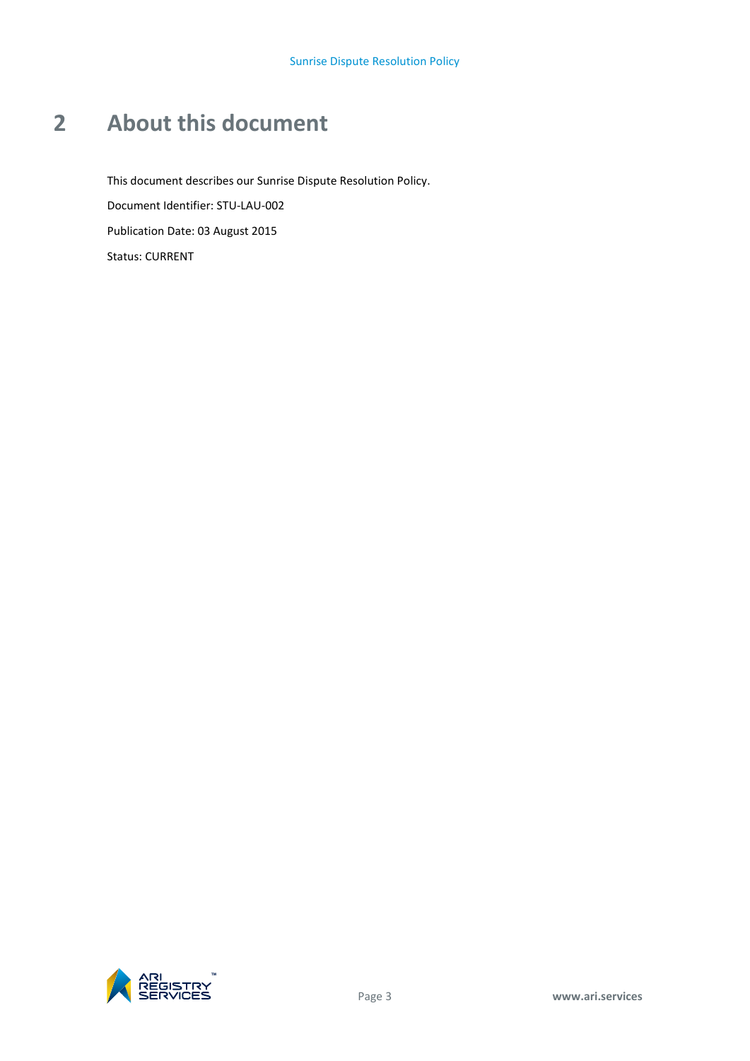# 2 About this document

This document describes our Sunrise Dispute Resolution Policy.

Document Identifier: STU-LAU-002

Publication Date: 03 August 2015

Status: CURRENT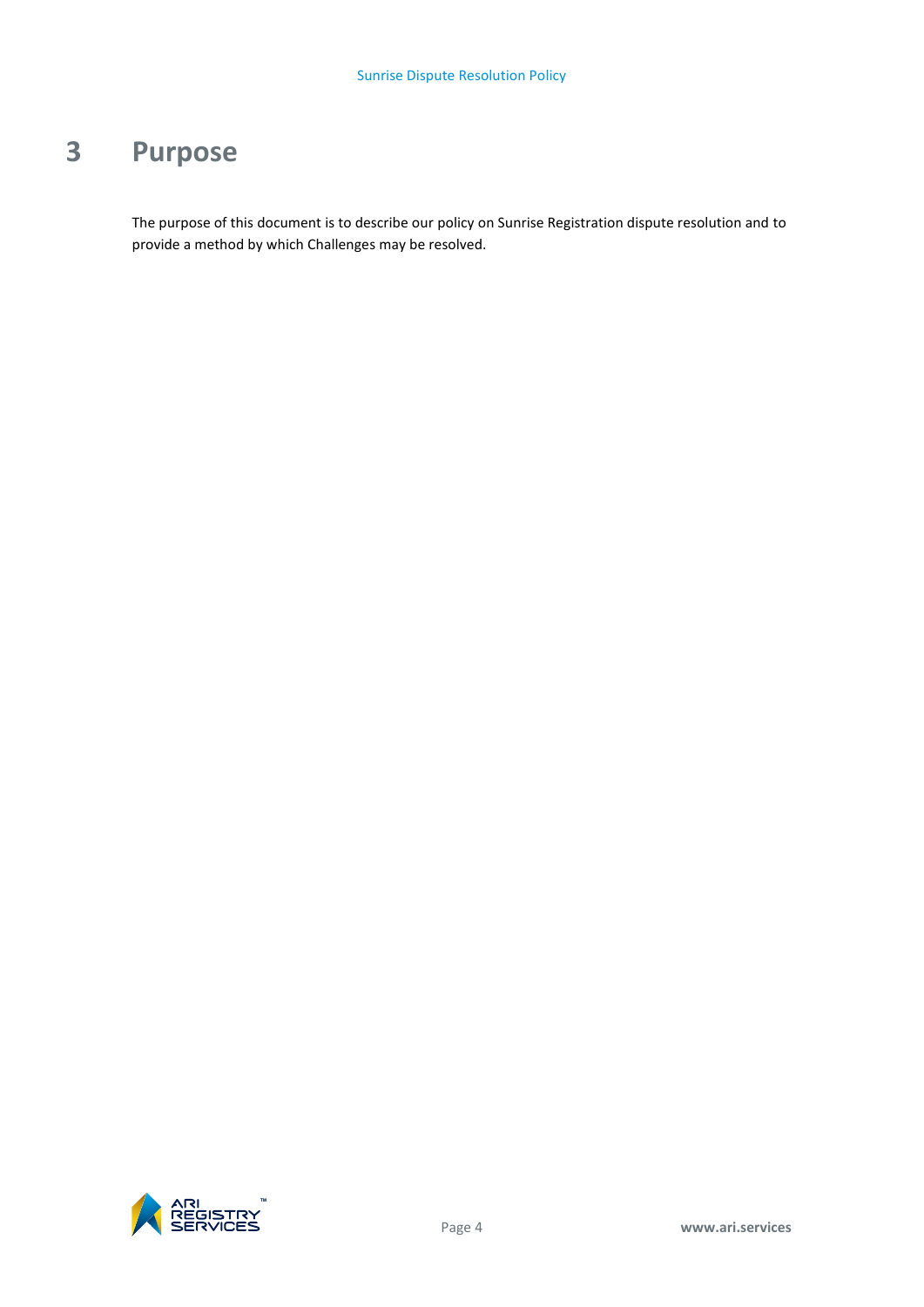# 3 Purpose

The purpose of this document is to describe our policy on Sunrise Registration dispute resolution and to provide a method by which Challenges may be resolved.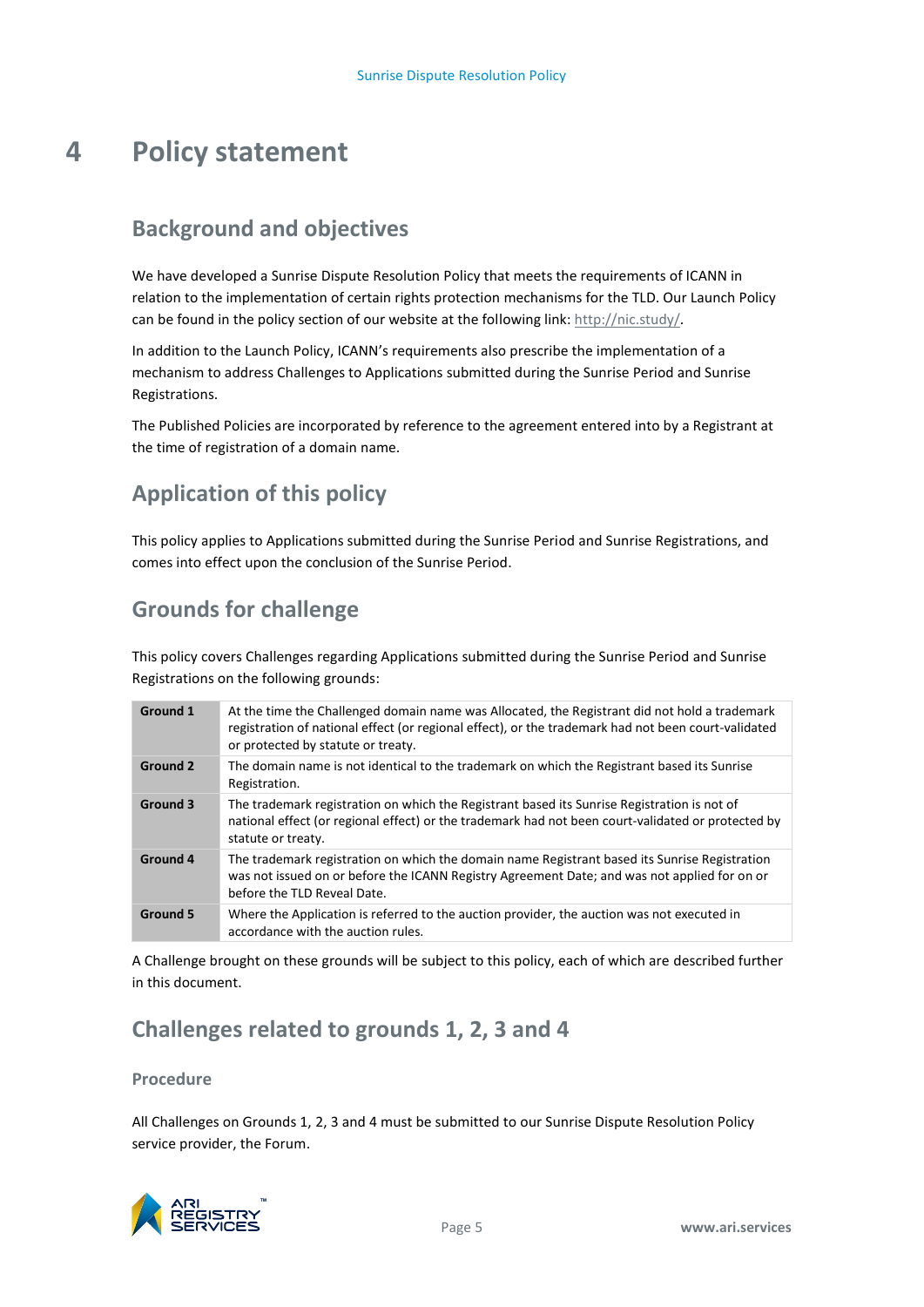# 4 Policy statement

## Background and objectives

We have developed a Sunrise Dispute Resolution Policy that meets the requirements of ICANN in relation to the implementation of certain rights protection mechanisms for the TLD. Our Launch Policy can be found in the policy section of our website at the following link: http://nic.study/.

In addition to the Launch Policy, ICANN's requirements also prescribe the implementation of a mechanism to address Challenges to Applications submitted during the Sunrise Period and Sunrise Registrations.

The Published Policies are incorporated by reference to the agreement entered into by a Registrant at the time of registration of a domain name.

## Application of this policy

This policy applies to Applications submitted during the Sunrise Period and Sunrise Registrations, and comes into effect upon the conclusion of the Sunrise Period.

## Grounds for challenge

This policy covers Challenges regarding Applications submitted during the Sunrise Period and Sunrise Registrations on the following grounds:

| | |
|---|---|
| **Ground 1** | At the time the Challenged domain name was Allocated, the Registrant did not hold a trademark registration of national effect (or regional effect), or the trademark had not been court-validated or protected by statute or treaty. |
| **Ground 2** | The domain name is not identical to the trademark on which the Registrant based its Sunrise Registration. |
| **Ground 3** | The trademark registration on which the Registrant based its Sunrise Registration is not of national effect (or regional effect) or the trademark had not been court-validated or protected by statute or treaty. |
| **Ground 4** | The trademark registration on which the domain name Registrant based its Sunrise Registration was not issued on or before the ICANN Registry Agreement Date; and was not applied for on or before the TLD Reveal Date. |
| **Ground 5** | Where the Application is referred to the auction provider, the auction was not executed in accordance with the auction rules. |

A Challenge brought on these grounds will be subject to this policy, each of which are described further in this document.

## Challenges related to grounds 1, 2, 3 and 4

### Procedure

All Challenges on Grounds 1, 2, 3 and 4 must be submitted to our Sunrise Dispute Resolution Policy service provider, the Forum.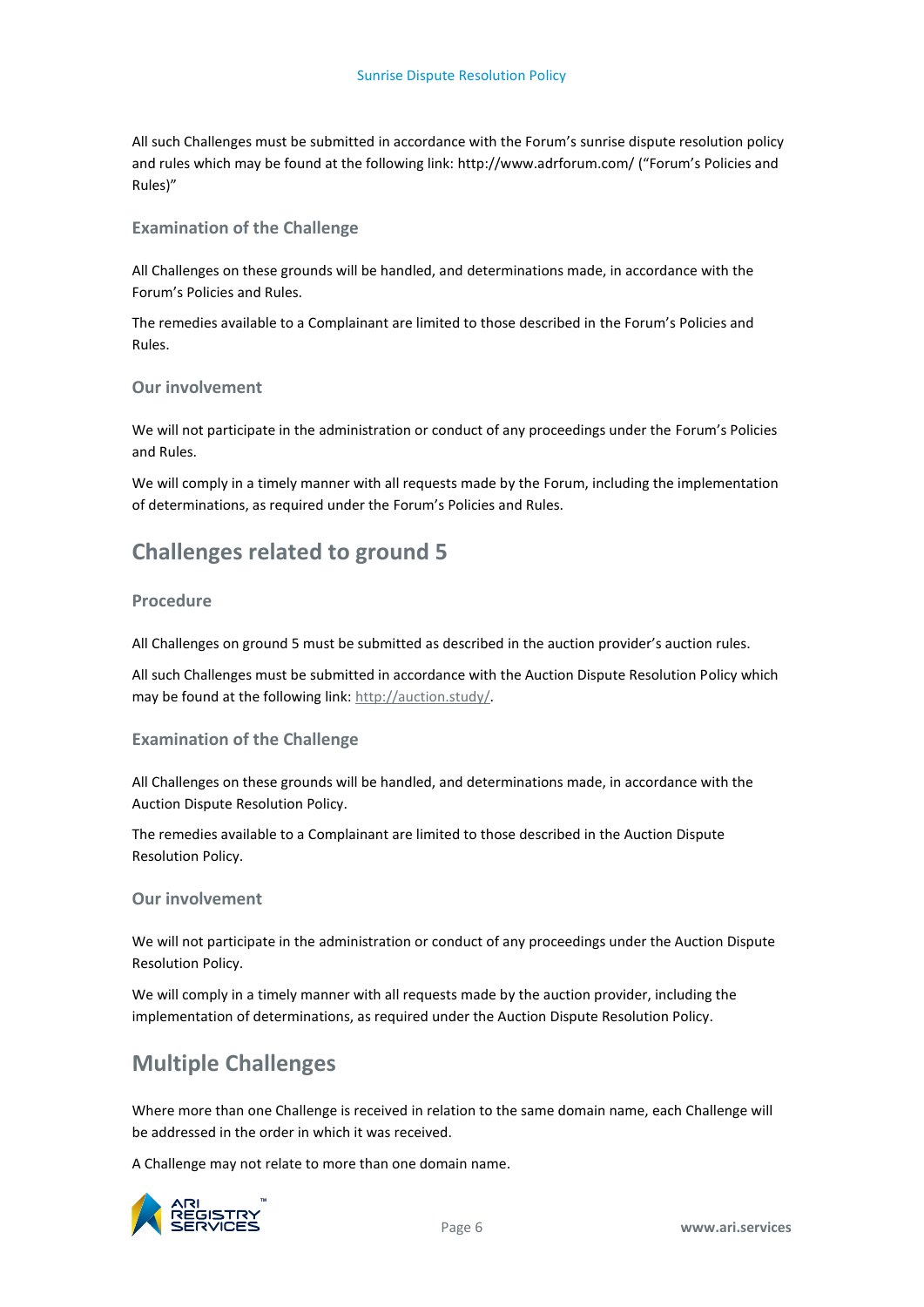All such Challenges must be submitted in accordance with the Forum's sunrise dispute resolution policy and rules which may be found at the following link: http://www.adrforum.com/ ("Forum's Policies and Rules)"

### Examination of the Challenge

All Challenges on these grounds will be handled, and determinations made, in accordance with the Forum's Policies and Rules.

The remedies available to a Complainant are limited to those described in the Forum's Policies and Rules.

### Our involvement

We will not participate in the administration or conduct of any proceedings under the Forum's Policies and Rules.

We will comply in a timely manner with all requests made by the Forum, including the implementation of determinations, as required under the Forum's Policies and Rules.

## Challenges related to ground 5

### Procedure

All Challenges on ground 5 must be submitted as described in the auction provider's auction rules.

All such Challenges must be submitted in accordance with the Auction Dispute Resolution Policy which may be found at the following link: http://auction.study/.

### Examination of the Challenge

All Challenges on these grounds will be handled, and determinations made, in accordance with the Auction Dispute Resolution Policy.

The remedies available to a Complainant are limited to those described in the Auction Dispute Resolution Policy.

### Our involvement

We will not participate in the administration or conduct of any proceedings under the Auction Dispute Resolution Policy.

We will comply in a timely manner with all requests made by the auction provider, including the implementation of determinations, as required under the Auction Dispute Resolution Policy.

## Multiple Challenges

Where more than one Challenge is received in relation to the same domain name, each Challenge will be addressed in the order in which it was received.

A Challenge may not relate to more than one domain name.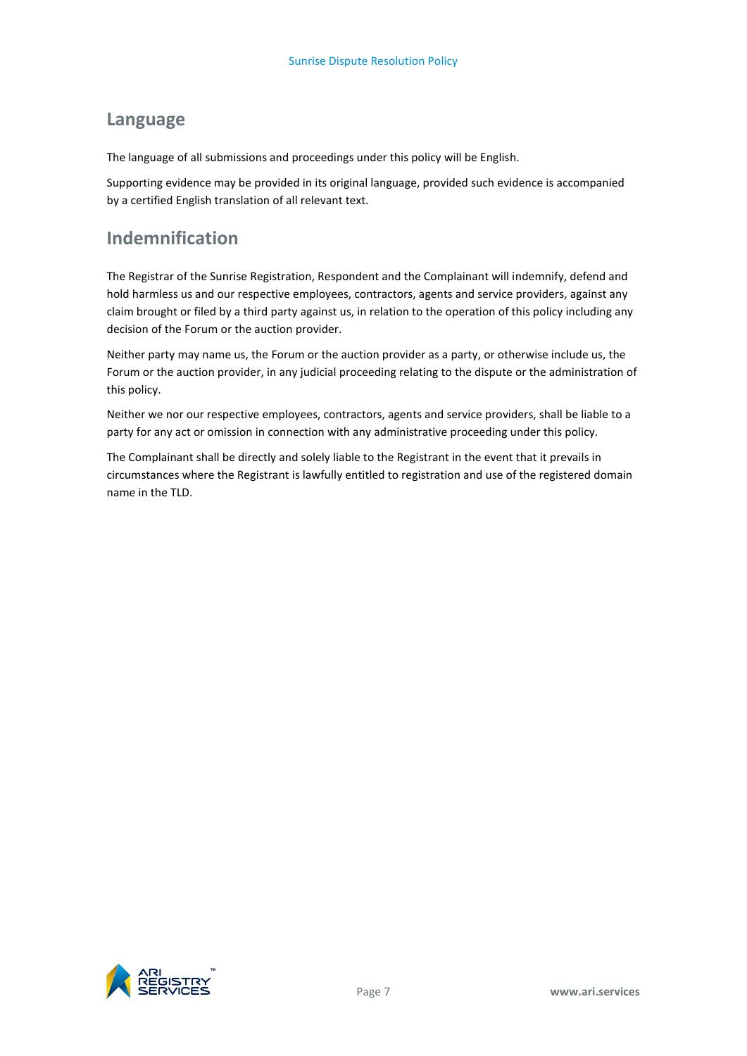## Language

The language of all submissions and proceedings under this policy will be English.

Supporting evidence may be provided in its original language, provided such evidence is accompanied by a certified English translation of all relevant text.

## Indemnification

The Registrar of the Sunrise Registration, Respondent and the Complainant will indemnify, defend and hold harmless us and our respective employees, contractors, agents and service providers, against any claim brought or filed by a third party against us, in relation to the operation of this policy including any decision of the Forum or the auction provider.

Neither party may name us, the Forum or the auction provider as a party, or otherwise include us, the Forum or the auction provider, in any judicial proceeding relating to the dispute or the administration of this policy.

Neither we nor our respective employees, contractors, agents and service providers, shall be liable to a party for any act or omission in connection with any administrative proceeding under this policy.

The Complainant shall be directly and solely liable to the Registrant in the event that it prevails in circumstances where the Registrant is lawfully entitled to registration and use of the registered domain name in the TLD.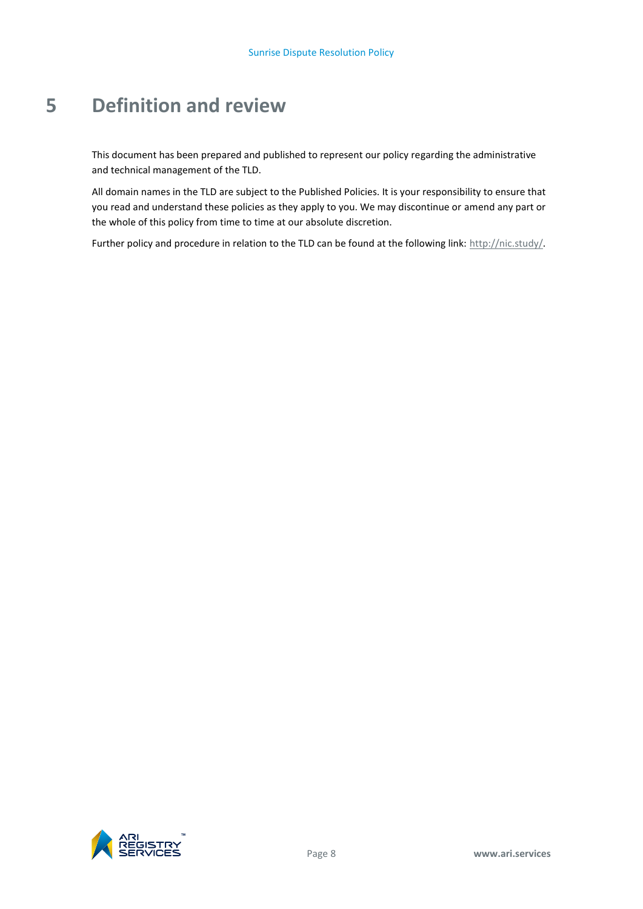# 5 Definition and review

This document has been prepared and published to represent our policy regarding the administrative and technical management of the TLD.

All domain names in the TLD are subject to the Published Policies. It is your responsibility to ensure that you read and understand these policies as they apply to you. We may discontinue or amend any part or the whole of this policy from time to time at our absolute discretion.

Further policy and procedure in relation to the TLD can be found at the following link: http://nic.study/.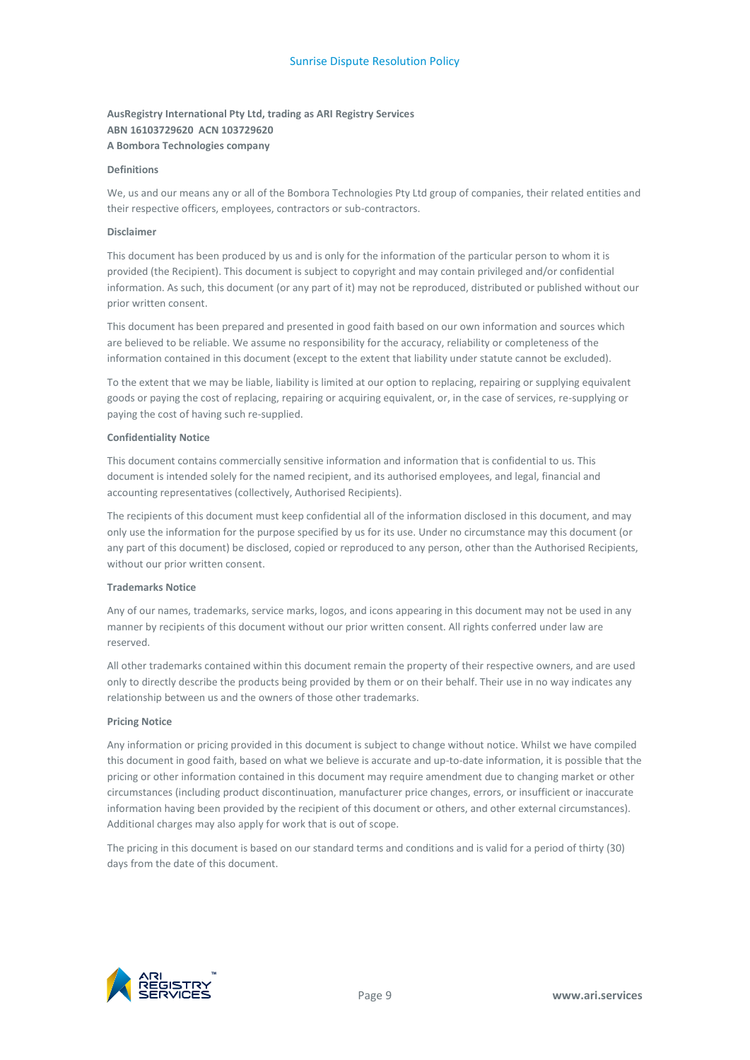**AusRegistry International Pty Ltd, trading as ARI Registry Services**
**ABN 16103729620 ACN 103729620**
**A Bombora Technologies company**

**Definitions**

We, us and our means any or all of the Bombora Technologies Pty Ltd group of companies, their related entities and their respective officers, employees, contractors or sub-contractors.

**Disclaimer**

This document has been produced by us and is only for the information of the particular person to whom it is provided (the Recipient). This document is subject to copyright and may contain privileged and/or confidential information. As such, this document (or any part of it) may not be reproduced, distributed or published without our prior written consent.

This document has been prepared and presented in good faith based on our own information and sources which are believed to be reliable. We assume no responsibility for the accuracy, reliability or completeness of the information contained in this document (except to the extent that liability under statute cannot be excluded).

To the extent that we may be liable, liability is limited at our option to replacing, repairing or supplying equivalent goods or paying the cost of replacing, repairing or acquiring equivalent, or, in the case of services, re-supplying or paying the cost of having such re-supplied.

**Confidentiality Notice**

This document contains commercially sensitive information and information that is confidential to us. This document is intended solely for the named recipient, and its authorised employees, and legal, financial and accounting representatives (collectively, Authorised Recipients).

The recipients of this document must keep confidential all of the information disclosed in this document, and may only use the information for the purpose specified by us for its use. Under no circumstance may this document (or any part of this document) be disclosed, copied or reproduced to any person, other than the Authorised Recipients, without our prior written consent.

**Trademarks Notice**

Any of our names, trademarks, service marks, logos, and icons appearing in this document may not be used in any manner by recipients of this document without our prior written consent. All rights conferred under law are reserved.

All other trademarks contained within this document remain the property of their respective owners, and are used only to directly describe the products being provided by them or on their behalf. Their use in no way indicates any relationship between us and the owners of those other trademarks.

**Pricing Notice**

Any information or pricing provided in this document is subject to change without notice. Whilst we have compiled this document in good faith, based on what we believe is accurate and up-to-date information, it is possible that the pricing or other information contained in this document may require amendment due to changing market or other circumstances (including product discontinuation, manufacturer price changes, errors, or insufficient or inaccurate information having been provided by the recipient of this document or others, and other external circumstances). Additional charges may also apply for work that is out of scope.

The pricing in this document is based on our standard terms and conditions and is valid for a period of thirty (30) days from the date of this document.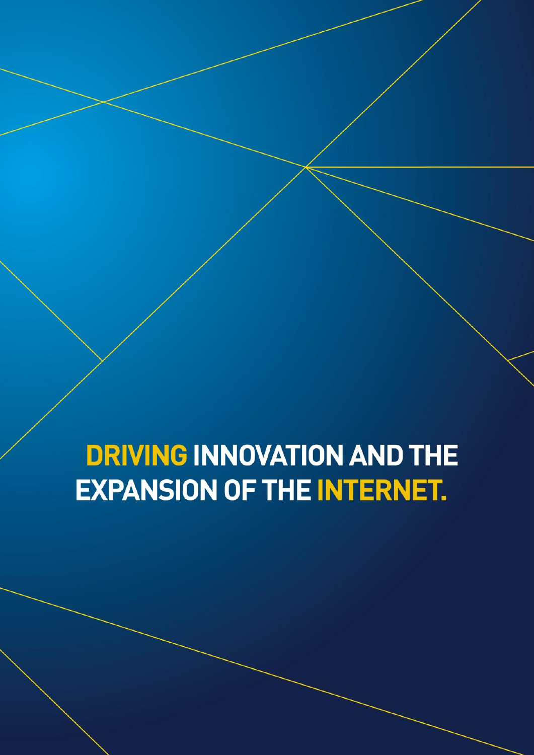**DRIVING INNOVATION AND THE EXPANSION OF THE INTERNET.**